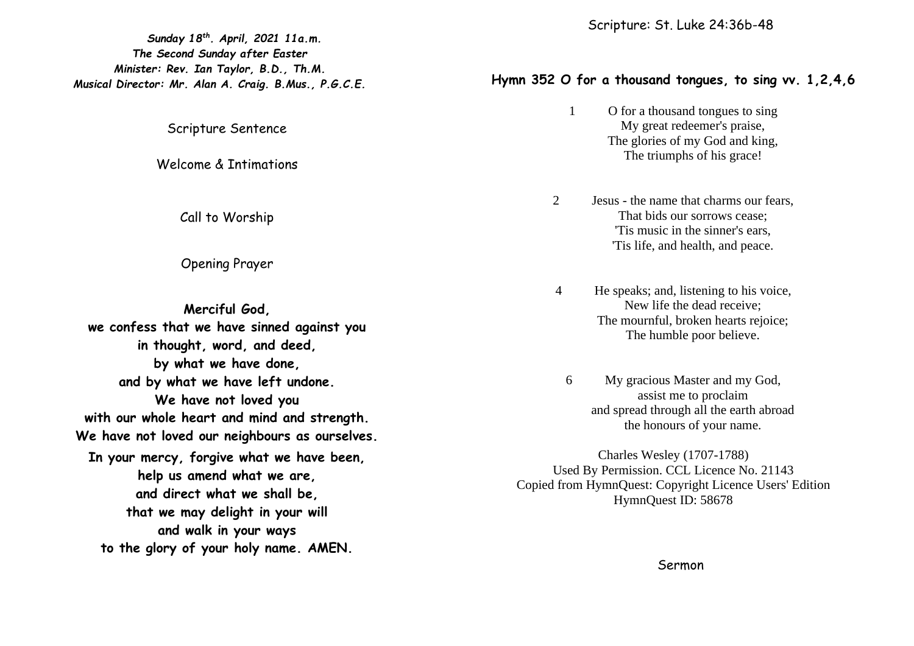***Sunday 18th. April, 2021 11a.m.***
***The Second Sunday after Easter***
***Minister: Rev. Ian Taylor, B.D., Th.M.***
***Musical Director: Mr. Alan A. Craig. B.Mus., P.G.C.E.***

Scripture Sentence

Welcome & Intimations

Call to Worship

Opening Prayer

**Merciful God,**
**we confess that we have sinned against you**
**in thought, word, and deed,**
**by what we have done,**
**and by what we have left undone.**
**We have not loved you**
**with our whole heart and mind and strength.**
**We have not loved our neighbours as ourselves.**
**In your mercy, forgive what we have been,**
**help us amend what we are,**
**and direct what we shall be,**
**that we may delight in your will**
**and walk in your ways**
**to the glory of your holy name. AMEN.**

Scripture: St. Luke 24:36b-48

**Hymn 352 O for a thousand tongues, to sing vv. 1,2,4,6**

1 O for a thousand tongues to sing
My great redeemer's praise,
The glories of my God and king,
The triumphs of his grace!

2 Jesus - the name that charms our fears,
That bids our sorrows cease;
'Tis music in the sinner's ears,
'Tis life, and health, and peace.

4 He speaks; and, listening to his voice,
New life the dead receive;
The mournful, broken hearts rejoice;
The humble poor believe.

6 My gracious Master and my God,
assist me to proclaim
and spread through all the earth abroad
the honours of your name.

Charles Wesley (1707-1788)
Used By Permission. CCL Licence No. 21143
Copied from HymnQuest: Copyright Licence Users' Edition
HymnQuest ID: 58678

Sermon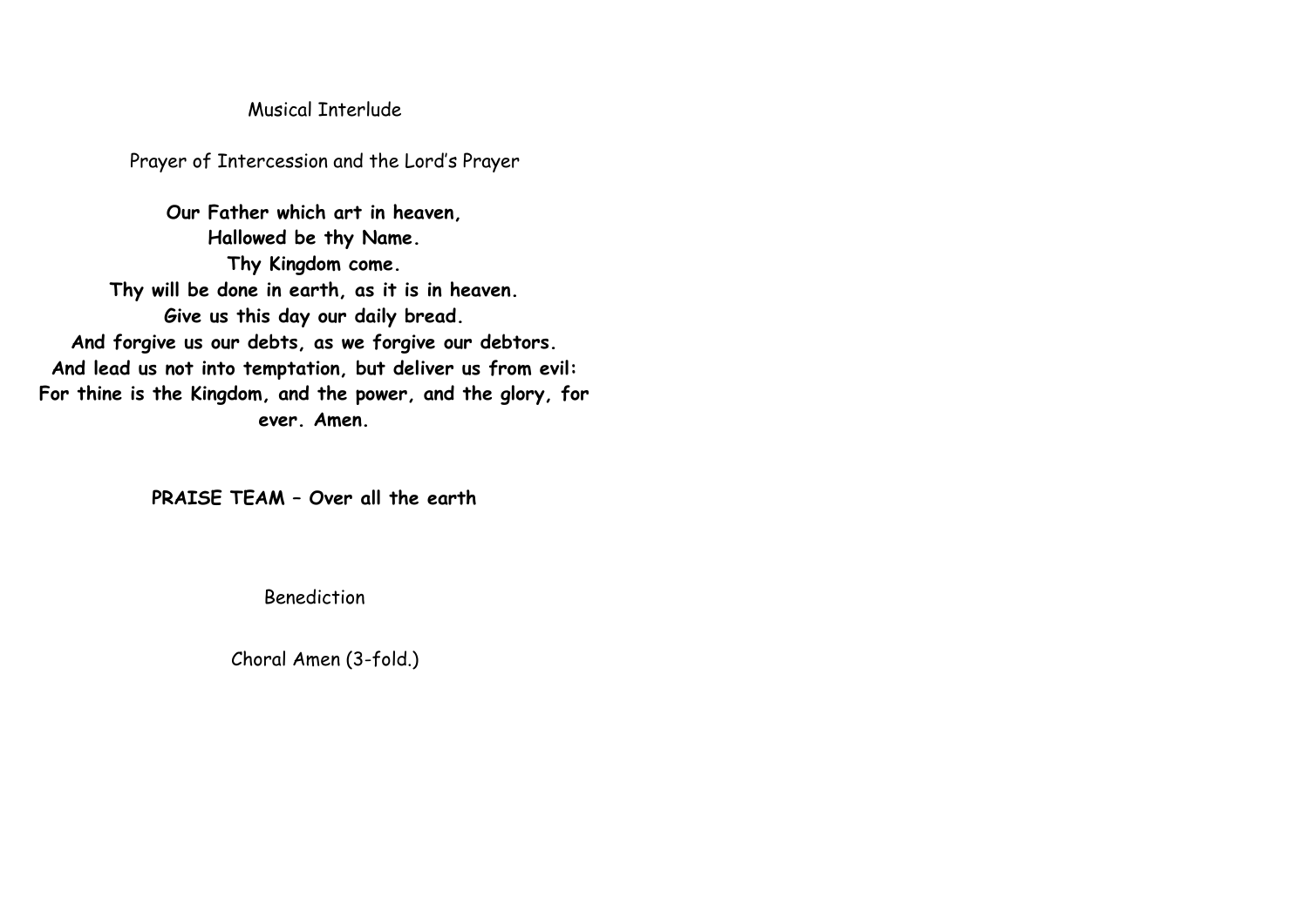Musical Interlude

Prayer of Intercession and the Lord's Prayer

**Our Father which art in heaven,**
**Hallowed be thy Name.**
**Thy Kingdom come.**
**Thy will be done in earth, as it is in heaven.**
**Give us this day our daily bread.**
**And forgive us our debts, as we forgive our debtors.**
**And lead us not into temptation, but deliver us from evil:**
**For thine is the Kingdom, and the power, and the glory, for ever. Amen.**

**PRAISE TEAM – Over all the earth**

Benediction

Choral Amen (3-fold.)